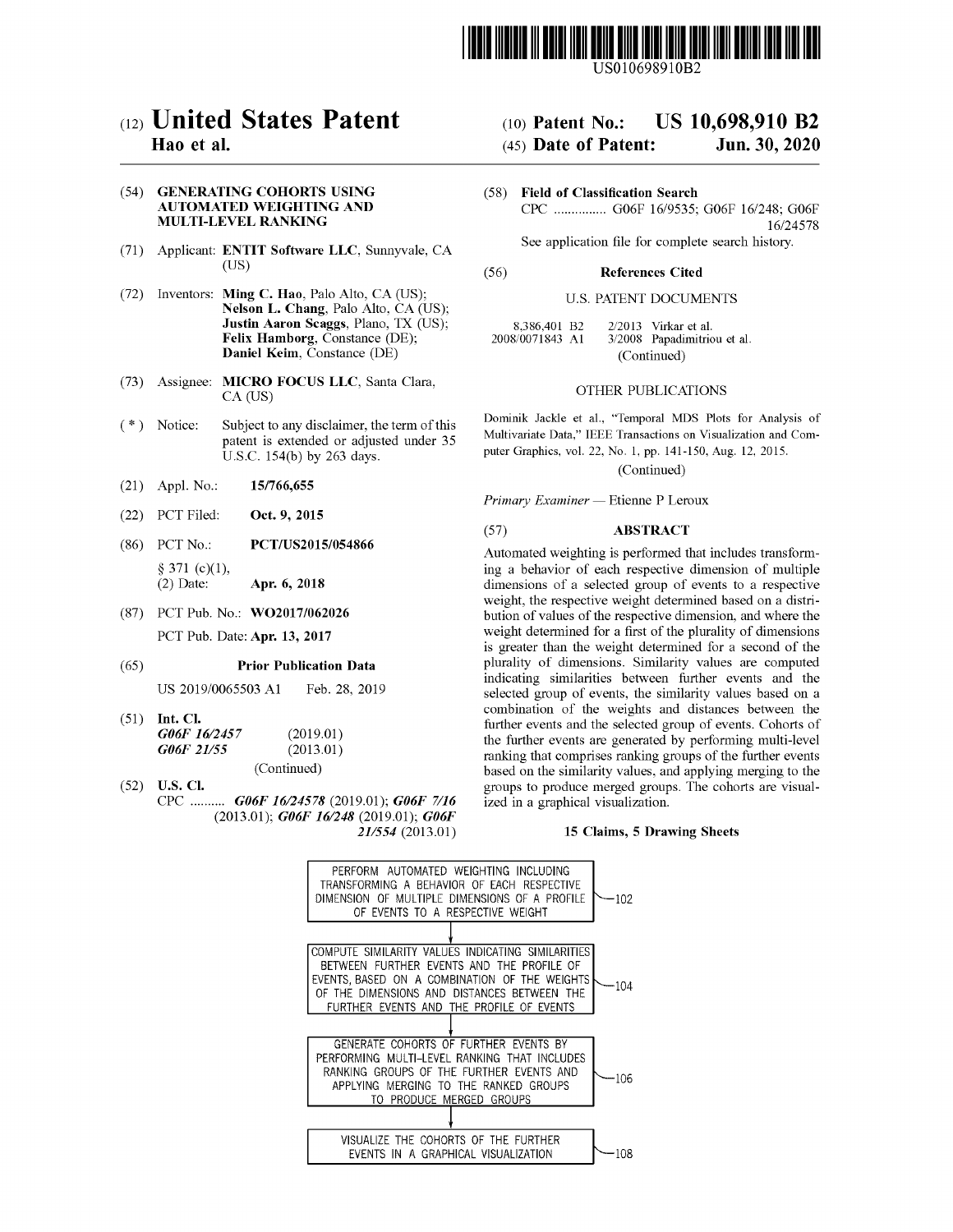US010698910B2

# (12) United States Patent
**Hao et al.**

(10) **Patent No.: US 10,698,910 B2**

(45) **Date of Patent: Jun. 30, 2020**

(54) **GENERATING COHORTS USING AUTOMATED WEIGHTING AND MULTI-LEVEL RANKING**

(71) Applicant: **ENTIT Software LLC**, Sunnyvale, CA (US)

(72) Inventors: **Ming C. Hao**, Palo Alto, CA (US); **Nelson L. Chang**, Palo Alto, CA (US); **Justin Aaron Scaggs**, Plano, TX (US); **Felix Hamborg**, Constance (DE); **Daniel Keim**, Constance (DE)

(73) Assignee: **MICRO FOCUS LLC**, Santa Clara, CA (US)

( * ) Notice: Subject to any disclaimer, the term of this patent is extended or adjusted under 35 U.S.C. 154(b) by 263 days.

(21) Appl. No.: **15/766,655**

(22) PCT Filed: **Oct. 9, 2015**

(86) PCT No.: **PCT/US2015/054866**

§ 371 (c)(1),
(2) Date: **Apr. 6, 2018**

(87) PCT Pub. No.: **WO2017/062026**

PCT Pub. Date: **Apr. 13, 2017**

(65) **Prior Publication Data**

US 2019/0065503 A1 Feb. 28, 2019

(51) **Int. Cl.**

*G06F 16/2457* (2019.01)
*G06F 21/55* (2013.01)
(Continued)

(52) **U.S. Cl.**

CPC .......... ***G06F 16/24578*** (2019.01); ***G06F 7/16*** (2013.01); ***G06F 16/248*** (2019.01); ***G06F 21/554*** (2013.01)

(58) **Field of Classification Search**

CPC ............... G06F 16/9535; G06F 16/248; G06F 16/24578

See application file for complete search history.

(56) **References Cited**

U.S. PATENT DOCUMENTS

| | | |
|---|---|---|
| 8,386,401 B2 | 2/2013 | Virkar et al. |
| 2008/0071843 A1 | 3/2008 | Papadimitriou et al. |

(Continued)

OTHER PUBLICATIONS

Dominik Jackle et al., "Temporal MDS Plots for Analysis of Multivariate Data," IEEE Transactions on Visualization and Computer Graphics, vol. 22, No. 1, pp. 141-150, Aug. 12, 2015.

(Continued)

*Primary Examiner* — Etienne P Leroux

(57) **ABSTRACT**

Automated weighting is performed that includes transforming a behavior of each respective dimension of multiple dimensions of a selected group of events to a respective weight, the respective weight determined based on a distribution of values of the respective dimension, and where the weight determined for a first of the plurality of dimensions is greater than the weight determined for a second of the plurality of dimensions. Similarity values are computed indicating similarities between further events and the selected group of events, the similarity values based on a combination of the weights and distances between the further events and the selected group of events. Cohorts of the further events are generated by performing multi-level ranking that comprises ranking groups of the further events based on the similarity values, and applying merging to the groups to produce merged groups. The cohorts are visualized in a graphical visualization.

**15 Claims, 5 Drawing Sheets**

PERFORM AUTOMATED WEIGHTING INCLUDING TRANSFORMING A BEHAVIOR OF EACH RESPECTIVE DIMENSION OF MULTIPLE DIMENSIONS OF A PROFILE OF EVENTS TO A RESPECTIVE WEIGHT — 102

COMPUTE SIMILARITY VALUES INDICATING SIMILARITIES BETWEEN FURTHER EVENTS AND THE PROFILE OF EVENTS, BASED ON A COMBINATION OF THE WEIGHTS OF THE DIMENSIONS AND DISTANCES BETWEEN THE FURTHER EVENTS AND THE PROFILE OF EVENTS — 104

GENERATE COHORTS OF FURTHER EVENTS BY PERFORMING MULTI-LEVEL RANKING THAT INCLUDES RANKING GROUPS OF THE FURTHER EVENTS AND APPLYING MERGING TO THE RANKED GROUPS TO PRODUCE MERGED GROUPS — 106

VISUALIZE THE COHORTS OF THE FURTHER EVENTS IN A GRAPHICAL VISUALIZATION — 108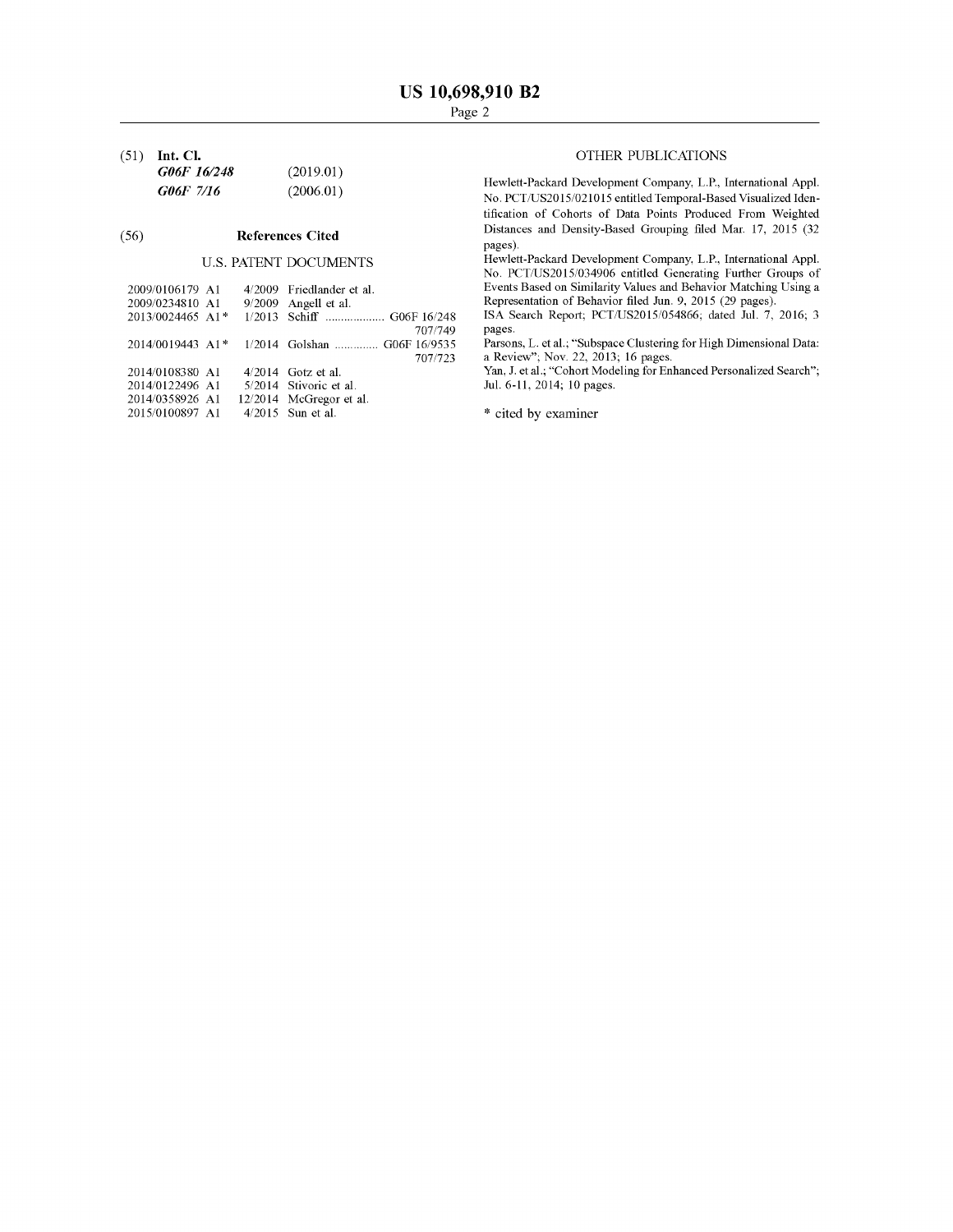(51) **Int. Cl.**

| | |
|---|---|
| ***G06F 16/248*** | (2019.01) |
| ***G06F 7/16*** | (2006.01) |

(56) **References Cited**

U.S. PATENT DOCUMENTS

| | | |
|---|---|---|
| 2009/0106179 A1 | 4/2009 | Friedlander et al. |
| 2009/0234810 A1 | 9/2009 | Angell et al. |
| 2013/0024465 A1* | 1/2013 | Schiff .................. G06F 16/248 707/749 |
| 2014/0019443 A1* | 1/2014 | Golshan ............. G06F 16/9535 707/723 |
| 2014/0108380 A1 | 4/2014 | Gotz et al. |
| 2014/0122496 A1 | 5/2014 | Stivoric et al. |
| 2014/0358926 A1 | 12/2014 | McGregor et al. |
| 2015/0100897 A1 | 4/2015 | Sun et al. |

OTHER PUBLICATIONS

Hewlett-Packard Development Company, L.P., International Appl. No. PCT/US2015/021015 entitled Temporal-Based Visualized Identification of Cohorts of Data Points Produced From Weighted Distances and Density-Based Grouping filed Mar. 17, 2015 (32 pages).

Hewlett-Packard Development Company, L.P., International Appl. No. PCT/US2015/034906 entitled Generating Further Groups of Events Based on Similarity Values and Behavior Matching Using a Representation of Behavior filed Jun. 9, 2015 (29 pages).

ISA Search Report; PCT/US2015/054866; dated Jul. 7, 2016; 3 pages.

Parsons, L. et al.; "Subspace Clustering for High Dimensional Data: a Review"; Nov. 22, 2013; 16 pages.

Yan, J. et al.; "Cohort Modeling for Enhanced Personalized Search"; Jul. 6-11, 2014; 10 pages.

\* cited by examiner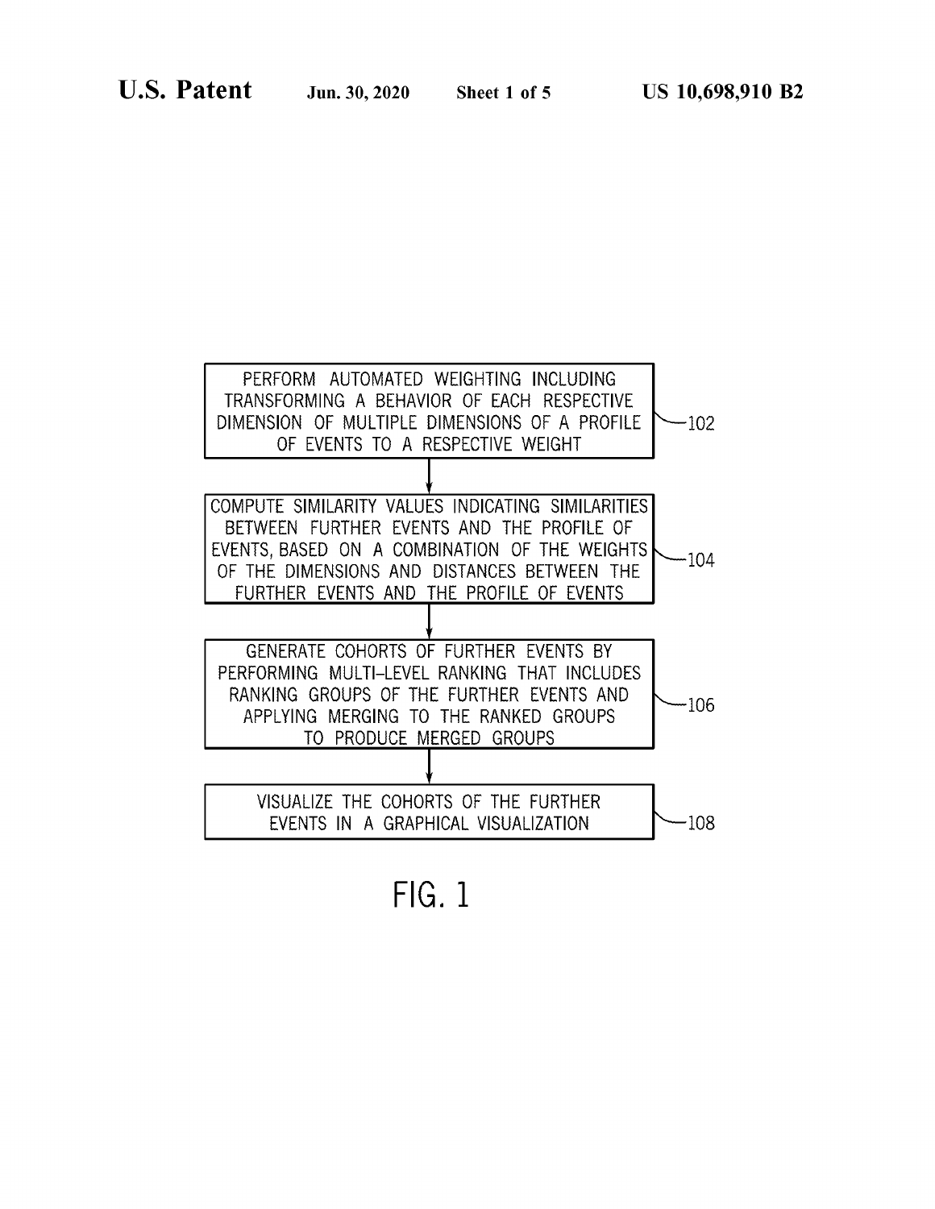PERFORM AUTOMATED WEIGHTING INCLUDING TRANSFORMING A BEHAVIOR OF EACH RESPECTIVE DIMENSION OF MULTIPLE DIMENSIONS OF A PROFILE OF EVENTS TO A RESPECTIVE WEIGHT — 102

COMPUTE SIMILARITY VALUES INDICATING SIMILARITIES BETWEEN FURTHER EVENTS AND THE PROFILE OF EVENTS, BASED ON A COMBINATION OF THE WEIGHTS OF THE DIMENSIONS AND DISTANCES BETWEEN THE FURTHER EVENTS AND THE PROFILE OF EVENTS — 104

GENERATE COHORTS OF FURTHER EVENTS BY PERFORMING MULTI-LEVEL RANKING THAT INCLUDES RANKING GROUPS OF THE FURTHER EVENTS AND APPLYING MERGING TO THE RANKED GROUPS TO PRODUCE MERGED GROUPS — 106

VISUALIZE THE COHORTS OF THE FURTHER EVENTS IN A GRAPHICAL VISUALIZATION — 108

FIG. 1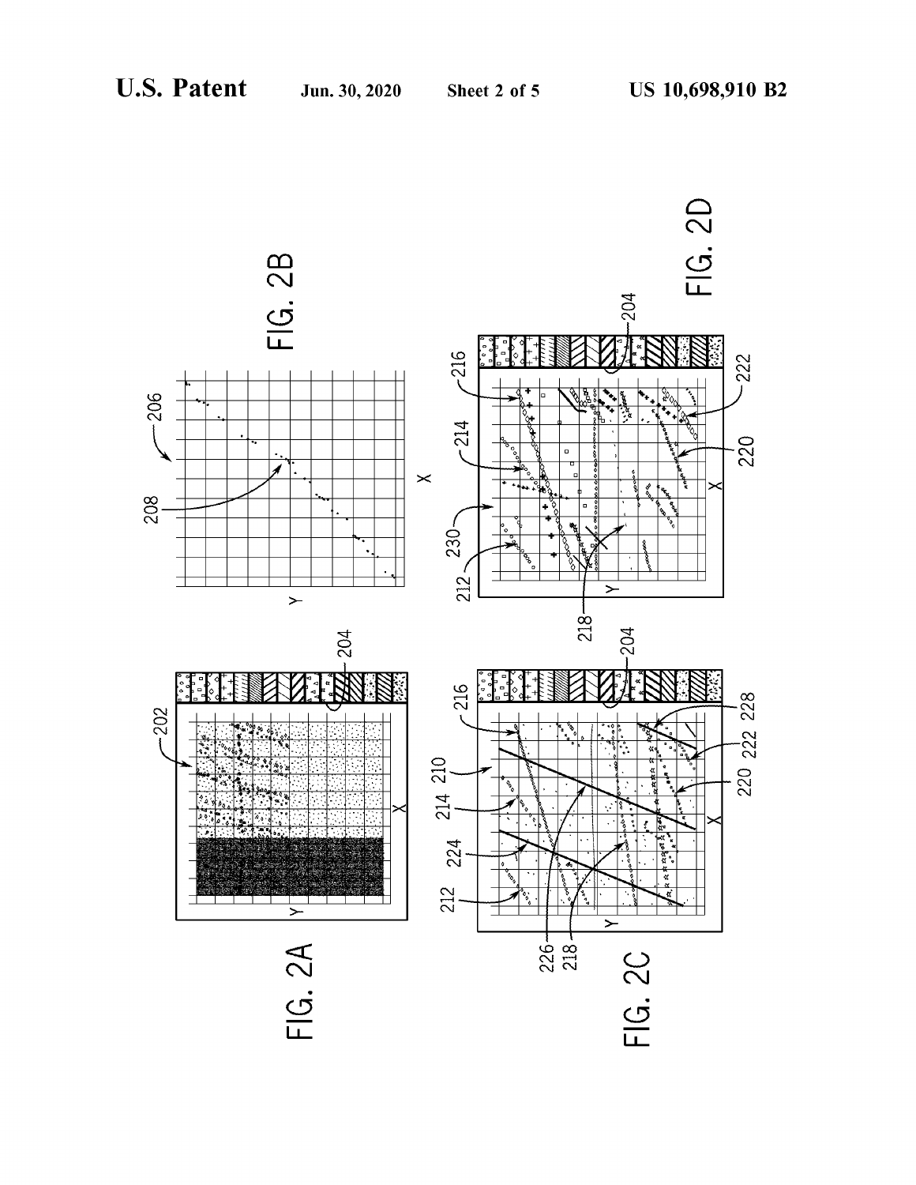FIG. 2A

FIG. 2B

FIG. 2C

FIG. 2D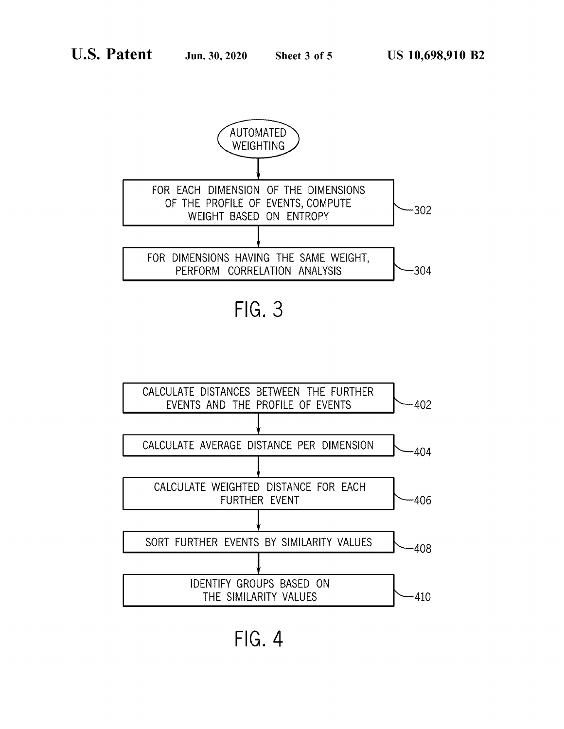AUTOMATED WEIGHTING

FOR EACH DIMENSION OF THE DIMENSIONS OF THE PROFILE OF EVENTS, COMPUTE WEIGHT BASED ON ENTROPY — 302

FOR DIMENSIONS HAVING THE SAME WEIGHT, PERFORM CORRELATION ANALYSIS — 304

FIG. 3

CALCULATE DISTANCES BETWEEN THE FURTHER EVENTS AND THE PROFILE OF EVENTS — 402

CALCULATE AVERAGE DISTANCE PER DIMENSION — 404

CALCULATE WEIGHTED DISTANCE FOR EACH FURTHER EVENT — 406

SORT FURTHER EVENTS BY SIMILARITY VALUES — 408

IDENTIFY GROUPS BASED ON THE SIMILARITY VALUES — 410

FIG. 4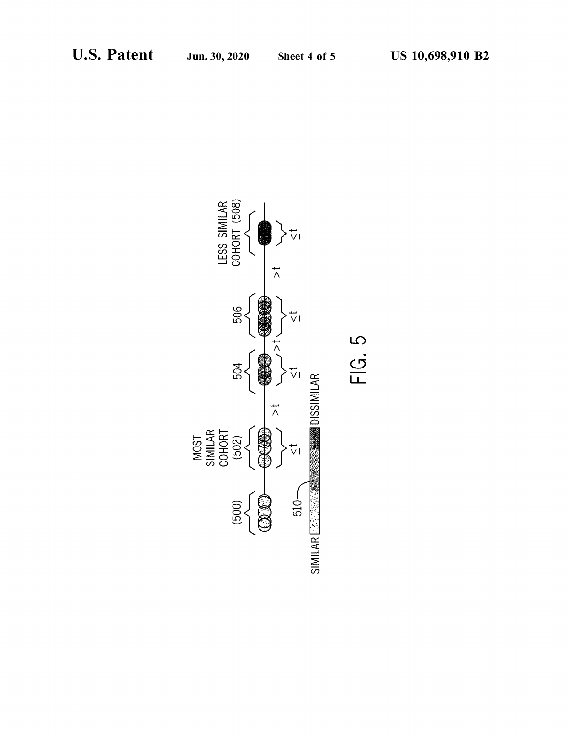MOST SIMILAR COHORT (502)

LESS SIMILAR COHORT (508)

(500) 504 506

$\leq t$ $> t$ $\leq t$ $> t$ $\leq t$ $> t$ $\leq t$

510

SIMILAR DISSIMILAR

FIG. 5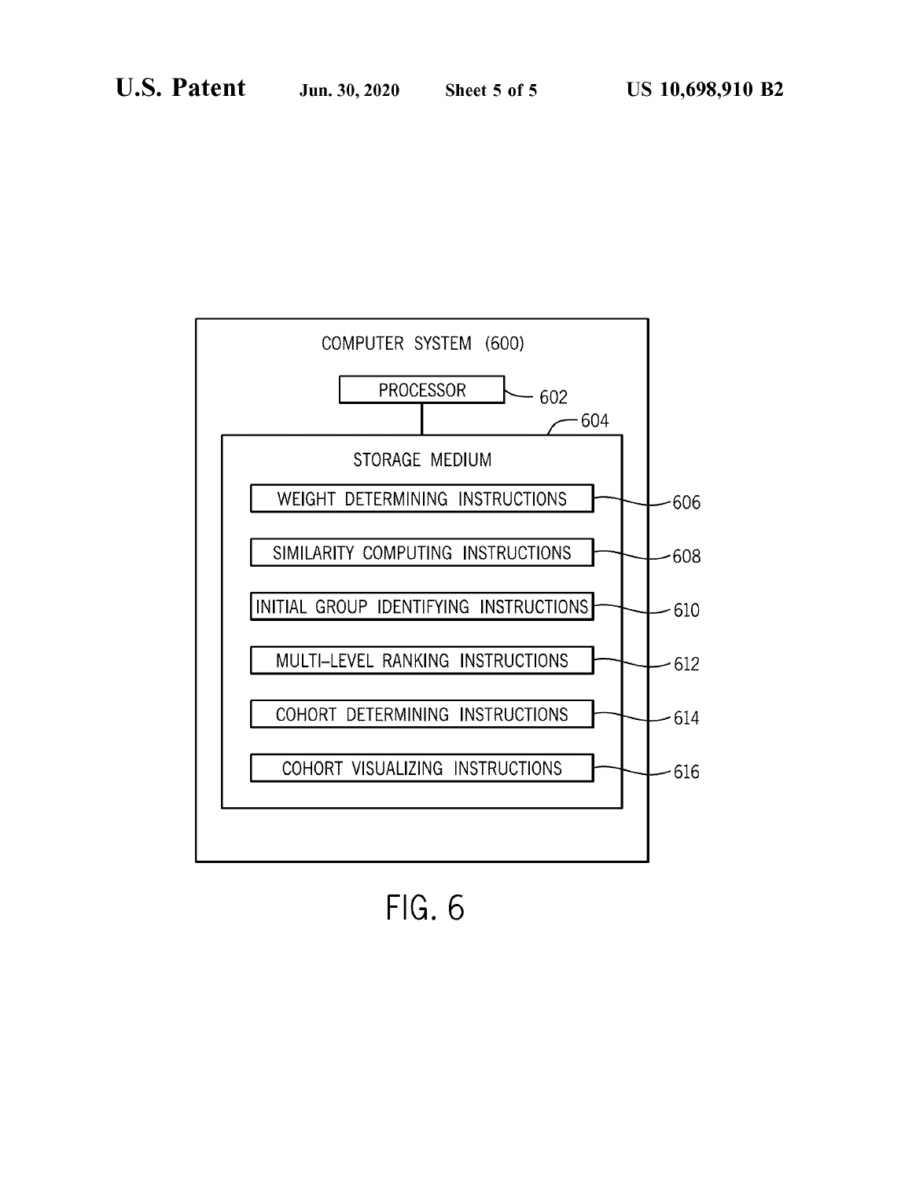COMPUTER SYSTEM (600)

PROCESSOR — 602

604

STORAGE MEDIUM

WEIGHT DETERMINING INSTRUCTIONS — 606

SIMILARITY COMPUTING INSTRUCTIONS — 608

INITIAL GROUP IDENTIFYING INSTRUCTIONS — 610

MULTI-LEVEL RANKING INSTRUCTIONS — 612

COHORT DETERMINING INSTRUCTIONS — 614

COHORT VISUALIZING INSTRUCTIONS — 616

FIG. 6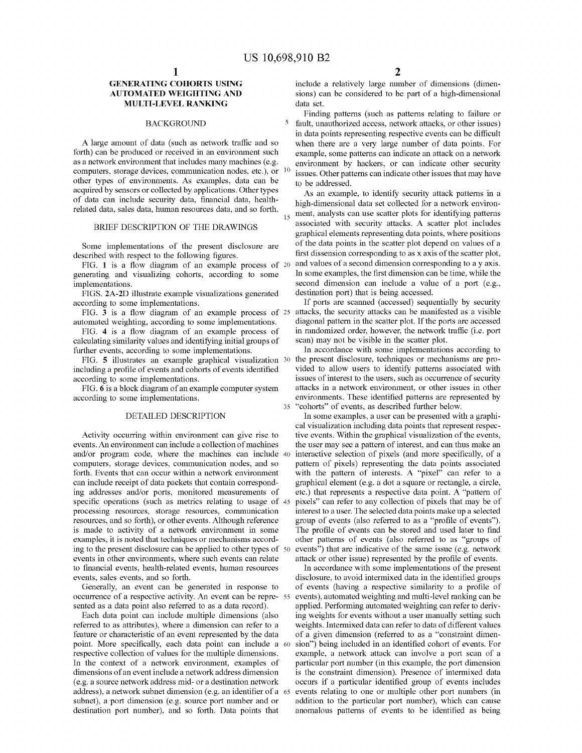## GENERATING COHORTS USING AUTOMATED WEIGHTING AND MULTI-LEVEL RANKING

### BACKGROUND

A large amount of data (such as network traffic and so forth) can be produced or received in an environment such as a network environment that includes many machines (e.g. computers, storage devices, communication nodes, etc.), or other types of environments. As examples, data can be acquired by sensors or collected by applications. Other types of data can include security data, financial data, health-related data, sales data, human resources data, and so forth.

### BRIEF DESCRIPTION OF THE DRAWINGS

Some implementations of the present disclosure are described with respect to the following figures.

FIG. **1** is a flow diagram of an example process of generating and visualizing cohorts, according to some implementations.

FIGS. **2A-2D** illustrate example visualizations generated according to some implementations.

FIG. **3** is a flow diagram of an example process of automated weighting, according to some implementations.

FIG. **4** is a flow diagram of an example process of calculating similarity values and identifying initial groups of further events, according to some implementations.

FIG. **5** illustrates an example graphical visualization including a profile of events and cohorts of events identified according to some implementations.

FIG. **6** is a block diagram of an example computer system according to some implementations.

### DETAILED DESCRIPTION

Activity occurring within environment can give rise to events. An environment can include a collection of machines and/or program code, where the machines can include computers, storage devices, communication nodes, and so forth. Events that can occur within a network environment can include receipt of data packets that contain corresponding addresses and/or ports, monitored measurements of specific operations (such as metrics relating to usage of processing resources, storage resources, communication resources, and so forth), or other events. Although reference is made to activity of a network environment in some examples, it is noted that techniques or mechanisms according to the present disclosure can be applied to other types of events in other environments, where such events can relate to financial events, health-related events, human resources events, sales events, and so forth.

Generally, an event can be generated in response to occurrence of a respective activity. An event can be represented as a data point also referred to as a data record).

Each data point can include multiple dimensions (also referred to as attributes), where a dimension can refer to a feature or characteristic of an event represented by the data point. More specifically, each data point can include a respective collection of values for the multiple dimensions. In the context of a network environment, examples of dimensions of an event include a network address dimension (e.g. a source network address mid- or a destination network address), a network subnet dimension (e.g. an identifier of a subnet), a port dimension (e.g. source port number and or destination port number), and so forth. Data points that include a relatively large number of dimensions (dimensions) can be considered to be part of a high-dimensional data set.

Finding patterns (such as patterns relating to failure or fault, unauthorized access, network attacks, or other issues) in data points representing respective events can be difficult when there are a very large number of data points. For example, some patterns can indicate an attack on a network environment by hackers, or can indicate other security issues. Other patterns can indicate other issues that may have to be addressed.

As an example, to identify security attack patterns in a high-dimensional data set collected for a network environment, analysts can use scatter plots for identifying patterns associated with security attacks. A scatter plot includes graphical elements representing data points, where positions of the data points in the scatter plot depend on values of a first dissension corresponding to as x axis of the scatter plot, and values of a second dimension corresponding to a y axis. In some examples, the first dimension can be time, while the second dimension can include a value of a port (e.g., destination port) that is being accessed.

If ports are scanned (accessed) sequentially by security attacks, the security attacks can be manifested as a visible diagonal pattern in the scatter plot. If the ports are accessed in randomized order, however, the network traffic (i.e. port scan) may not be visible in the scatter plot.

In accordance with some implementations according to the present disclosure, techniques or mechanisms are provided to allow users to identify patterns associated with issues of interest to the users, such as occurrence of security attacks in a network environment, or other issues in other environments. These identified patterns are represented by "cohorts" of events, as described further below.

In some examples, a user can be presented with a graphical visualization including data points that represent respective events. Within the graphical visualization of the events, the user may see a pattern of interest, and can thus make an interactive selection of pixels (and more specifically, of a pattern of pixels) representing the data points associated with the pattern of interests. A "pixel" can refer to a graphical element (e.g. a dot a square or rectangle, a circle, etc.) that represents a respective data point. A "pattern of pixels" can refer to any collection of pixels that may be of interest to a user. The selected data points make up a selected group of events (also referred to as a "profile of events"). The profile of events can be stored and used later to find other patterns of events (also referred to as "groups of events") that are indicative of the same issue (e.g. network attack or other issue) represented by the profile of events.

In accordance with some implementations of the present disclosure, to avoid intermixed data in the identified groups of events (having a respective similarity to a profile of events), automated weighting and multi-level ranking can be applied. Performing automated weighting can refer to deriving weights for events without a user manually setting such weights. Intermixed data can refer to data of different values of a given dimension (referred to as a "constraint dimension") being included in an identified cohort of events. For example, a network attack can involve a port scan of a particular port number (in this example, the port dimension is the constraint dimension). Presence of intermixed data occurs if a particular identified group of events includes events relating to one or multiple other port numbers (in addition to the particular port number), which can cause anomalous patterns of events to be identified as being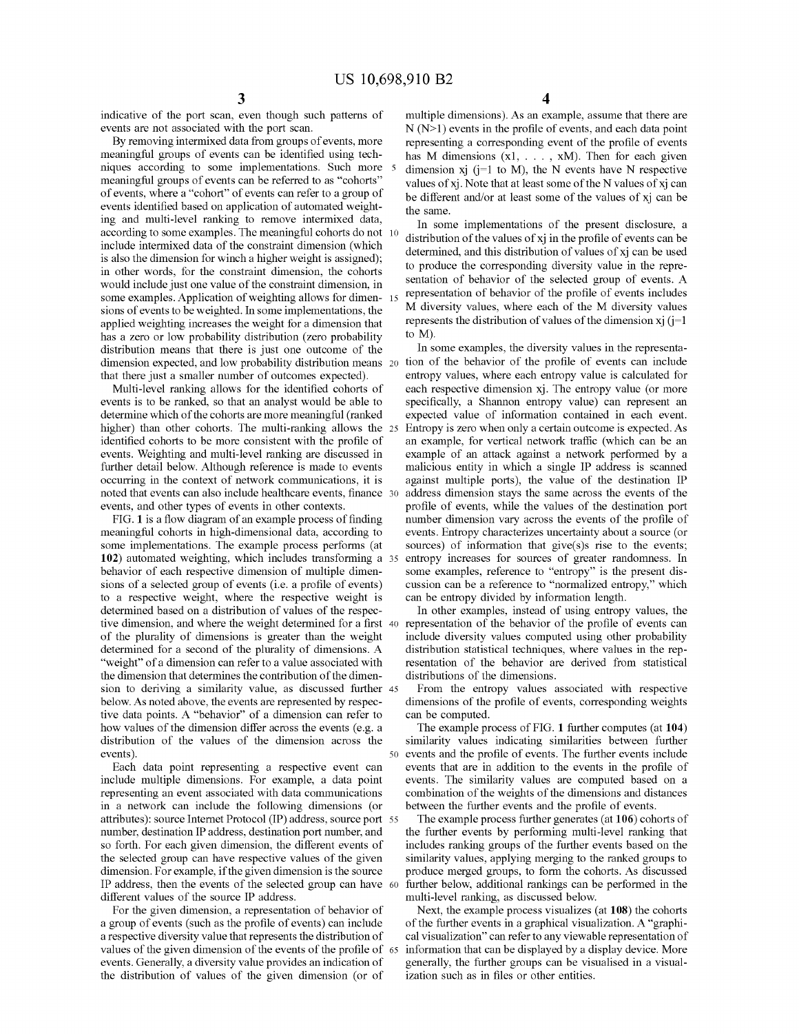indicative of the port scan, even though such patterns of events are not associated with the port scan.

By removing intermixed data from groups of events, more meaningful groups of events can be identified using techniques according to some implementations. Such more meaningful groups of events can be referred to as "cohorts" of events, where a "cohort" of events can refer to a group of events identified based on application of automated weighting and multi-level ranking to remove intermixed data, according to some examples. The meaningful cohorts do not include intermixed data of the constraint dimension (which is also the dimension for winch a higher weight is assigned); in other words, for the constraint dimension, the cohorts would include just one value of the constraint dimension, in some examples. Application of weighting allows for dimensions of events to be weighted. In some implementations, the applied weighting increases the weight for a dimension that has a zero or low probability distribution (zero probability distribution means that there is just one outcome of the dimension expected, and low probability distribution means that there just a smaller number of outcomes expected).

Multi-level ranking allows for the identified cohorts of events is to be ranked, so that an analyst would be able to determine which of the cohorts are more meaningful (ranked higher) than other cohorts. The multi-ranking allows the identified cohorts to be more consistent with the profile of events. Weighting and multi-level ranking are discussed in further detail below. Although reference is made to events occurring in the context of network communications, it is noted that events can also include healthcare events, finance events, and other types of events in other contexts.

FIG. **1** is a flow diagram of an example process of finding meaningful cohorts in high-dimensional data, according to some implementations. The example process performs (at **102**) automated weighting, which includes transforming a behavior of each respective dimension of multiple dimensions of a selected group of events (i.e. a profile of events) to a respective weight, where the respective weight is determined based on a distribution of values of the respective dimension, and where the weight determined for a first of the plurality of dimensions is greater than the weight determined for a second of the plurality of dimensions. A "weight" of a dimension can refer to a value associated with the dimension that determines the contribution of the dimension to deriving a similarity value, as discussed further below. As noted above, the events are represented by respective data points. A "behavior" of a dimension can refer to how values of the dimension differ across the events (e.g. a distribution of the values of the dimension across the events).

Each data point representing a respective event can include multiple dimensions. For example, a data point representing an event associated with data communications in a network can include the following dimensions (or attributes): source Internet Protocol (IP) address, source port number, destination IP address, destination port number, and so forth. For each given dimension, the different events of the selected group can have respective values of the given dimension. For example, if the given dimension is the source IP address, then the events of the selected group can have different values of the source IP address.

For the given dimension, a representation of behavior of a group of events (such as the profile of events) can include a respective diversity value that represents the distribution of values of the given dimension of the events of the profile of events. Generally, a diversity value provides an indication of the distribution of values of the given dimension (or of multiple dimensions). As an example, assume that there are N ($N>1$) events in the profile of events, and each data point representing a corresponding event of the profile of events has M dimensions ($x1, \ldots, xM$). Then for each given dimension $xj$ ($j=1$ to M), the N events have N respective values of $xj$. Note that at least some of the N values of $xj$ can be different and/or at least some of the values of $xj$ can be the same.

In some implementations of the present disclosure, a distribution of the values of $xj$ in the profile of events can be determined, and this distribution of values of $xj$ can be used to produce the corresponding diversity value in the representation of behavior of the selected group of events. A representation of behavior of the profile of events includes M diversity values, where each of the M diversity values represents the distribution of values of the dimension $xj$ ($j=1$ to M).

In some examples, the diversity values in the representation of the behavior of the profile of events can include entropy values, where each entropy value is calculated for each respective dimension $xj$. The entropy value (or more specifically, a Shannon entropy value) can represent an expected value of information contained in each event. Entropy is zero when only a certain outcome is expected. As an example, for vertical network traffic (which can be an example of an attack against a network performed by a malicious entity in which a single IP address is scanned against multiple ports), the value of the destination IP address dimension stays the same across the events of the profile of events, while the values of the destination port number dimension vary across the events of the profile of events. Entropy characterizes uncertainty about a source (or sources) of information that give(s)s rise to the events; entropy increases for sources of greater randomness. In some examples, reference to "entropy" is the present discussion can be a reference to "normalized entropy," which can be entropy divided by information length.

In other examples, instead of using entropy values, the representation of the behavior of the profile of events can include diversity values computed using other probability distribution statistical techniques, where values in the representation of the behavior are derived from statistical distributions of the dimensions.

From the entropy values associated with respective dimensions of the profile of events, corresponding weights can be computed.

The example process of FIG. **1** further computes (at **104**) similarity values indicating similarities between further events and the profile of events. The further events include events that are in addition to the events in the profile of events. The similarity values are computed based on a combination of the weights of the dimensions and distances between the further events and the profile of events.

The example process further generates (at **106**) cohorts of the further events by performing multi-level ranking that includes ranking groups of the further events based on the similarity values, applying merging to the ranked groups to produce merged groups, to form the cohorts. As discussed further below, additional rankings can be performed in the multi-level ranking, as discussed below.

Next, the example process visualizes (at **108**) the cohorts of the further events in a graphical visualization. A "graphical visualization" can refer to any viewable representation of information that can be displayed by a display device. More generally, the further groups can be visualised in a visualization such as in files or other entities.